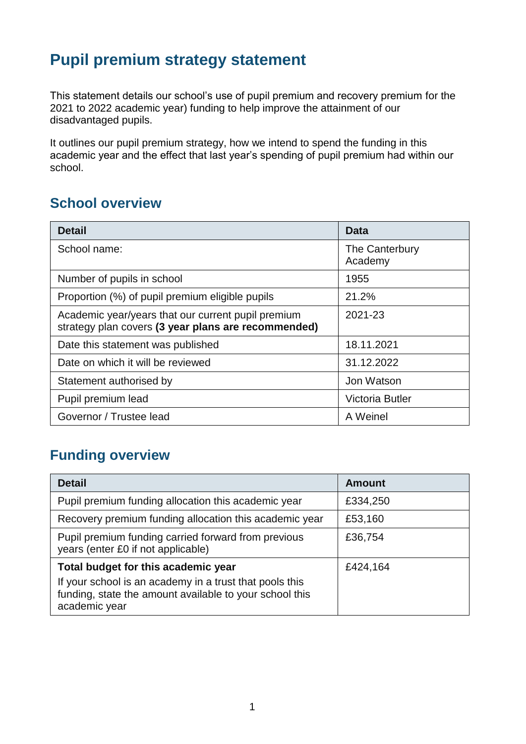# Pupil premium strategy statement

This statement details our school's use of pupil premium and recovery premium for the 2021 to 2022 academic year) funding to help improve the attainment of our disadvantaged pupils.

It outlines our pupil premium strategy, how we intend to spend the funding in this academic year and the effect that last year's spending of pupil premium had within our school.

## School overview

| Detail | Data |
|---|---|
| School name: | The Canterbury Academy |
| Number of pupils in school | 1955 |
| Proportion (%) of pupil premium eligible pupils | 21.2% |
| Academic year/years that our current pupil premium strategy plan covers **(3 year plans are recommended)** | 2021-23 |
| Date this statement was published | 18.11.2021 |
| Date on which it will be reviewed | 31.12.2022 |
| Statement authorised by | Jon Watson |
| Pupil premium lead | Victoria Butler |
| Governor / Trustee lead | A Weinel |

## Funding overview

| Detail | Amount |
|---|---|
| Pupil premium funding allocation this academic year | £334,250 |
| Recovery premium funding allocation this academic year | £53,160 |
| Pupil premium funding carried forward from previous years (enter £0 if not applicable) | £36,754 |
| **Total budget for this academic year** If your school is an academy in a trust that pools this funding, state the amount available to your school this academic year | £424,164 |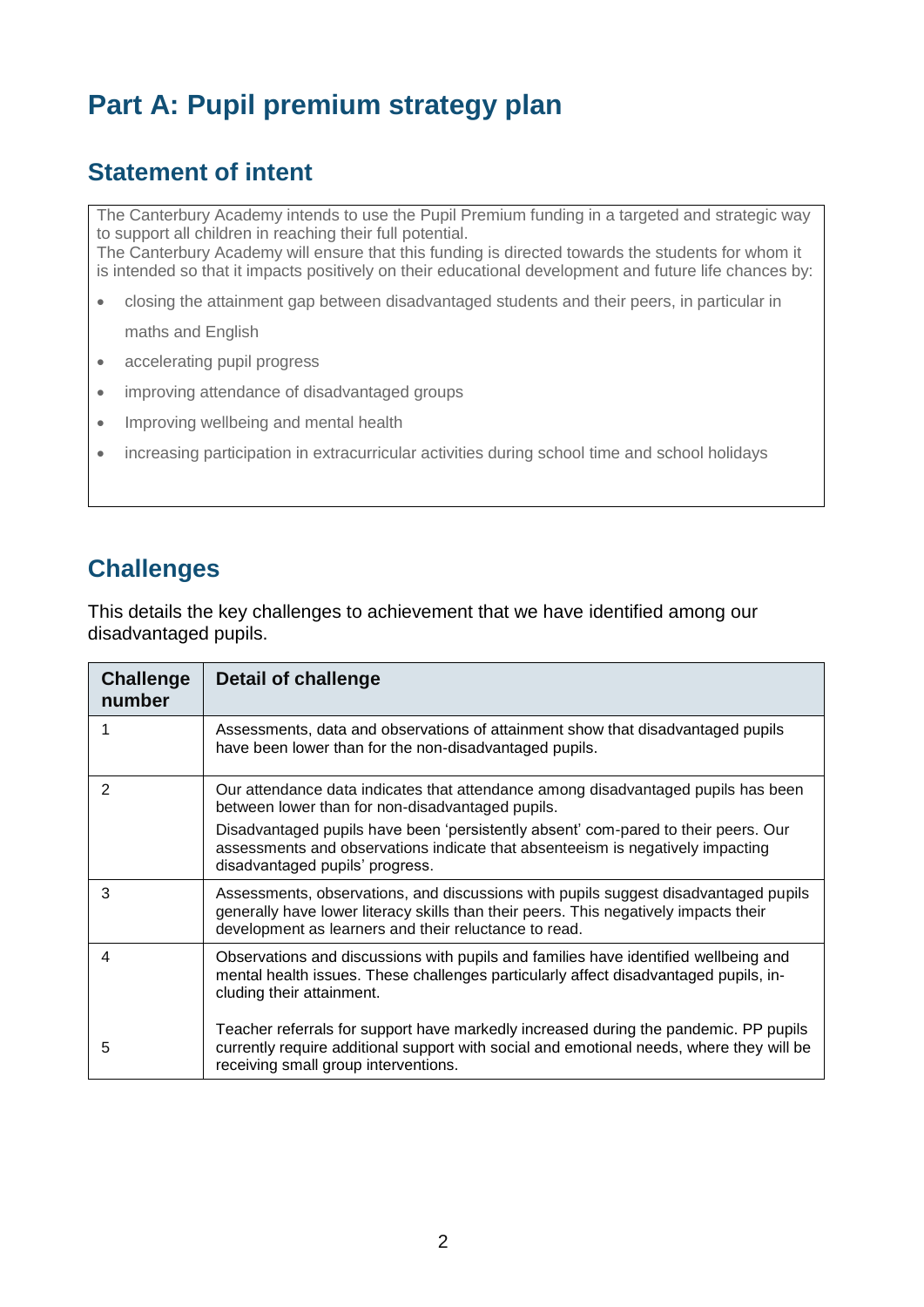# Part A: Pupil premium strategy plan

## Statement of intent

The Canterbury Academy intends to use the Pupil Premium funding in a targeted and strategic way to support all children in reaching their full potential.
The Canterbury Academy will ensure that this funding is directed towards the students for whom it is intended so that it impacts positively on their educational development and future life chances by:

- closing the attainment gap between disadvantaged students and their peers, in particular in maths and English
- accelerating pupil progress
- improving attendance of disadvantaged groups
- Improving wellbeing and mental health
- increasing participation in extracurricular activities during school time and school holidays

## Challenges

This details the key challenges to achievement that we have identified among our disadvantaged pupils.

| Challenge number | Detail of challenge |
|---|---|
| 1 | Assessments, data and observations of attainment show that disadvantaged pupils have been lower than for the non-disadvantaged pupils. |
| 2 | Our attendance data indicates that attendance among disadvantaged pupils has been between lower than for non-disadvantaged pupils.<br>Disadvantaged pupils have been 'persistently absent' com-pared to their peers. Our assessments and observations indicate that absenteeism is negatively impacting disadvantaged pupils' progress. |
| 3 | Assessments, observations, and discussions with pupils suggest disadvantaged pupils generally have lower literacy skills than their peers. This negatively impacts their development as learners and their reluctance to read. |
| 4 | Observations and discussions with pupils and families have identified wellbeing and mental health issues. These challenges particularly affect disadvantaged pupils, in-cluding their attainment. |
| 5 | Teacher referrals for support have markedly increased during the pandemic. PP pupils currently require additional support with social and emotional needs, where they will be receiving small group interventions. |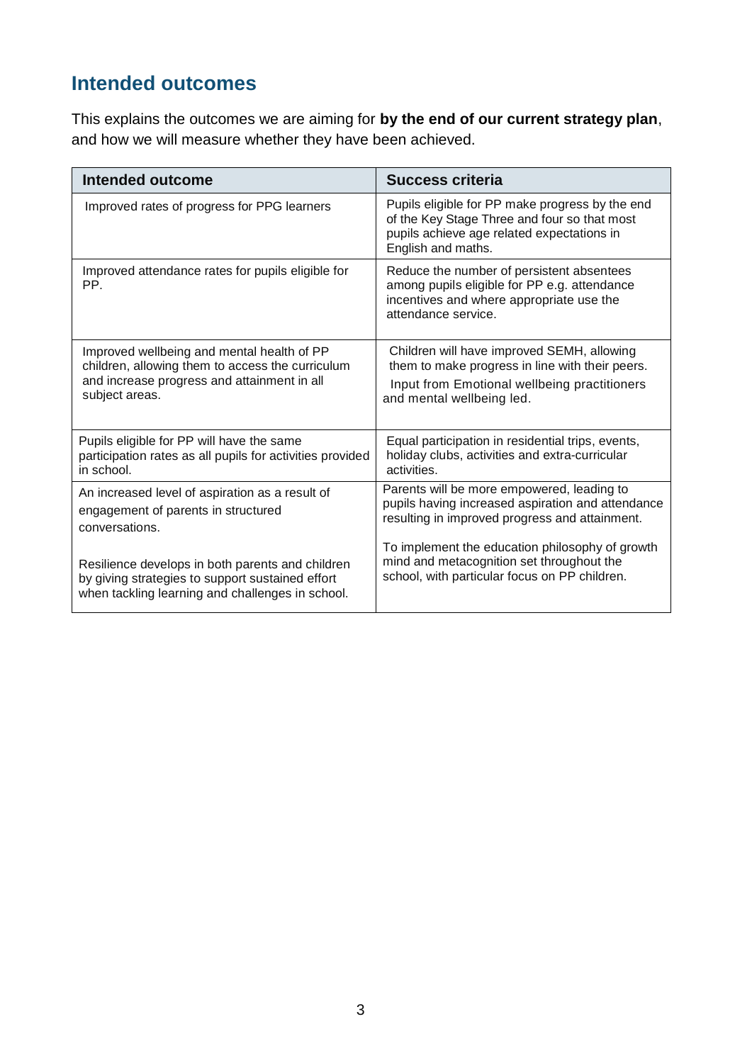## Intended outcomes

This explains the outcomes we are aiming for **by the end of our current strategy plan**, and how we will measure whether they have been achieved.

| Intended outcome | Success criteria |
|---|---|
| Improved rates of progress for PPG learners | Pupils eligible for PP make progress by the end of the Key Stage Three and four so that most pupils achieve age related expectations in English and maths. |
| Improved attendance rates for pupils eligible for PP. | Reduce the number of persistent absentees among pupils eligible for PP e.g. attendance incentives and where appropriate use the attendance service. |
| Improved wellbeing and mental health of PP children, allowing them to access the curriculum and increase progress and attainment in all subject areas. | Children will have improved SEMH, allowing them to make progress in line with their peers.<br>Input from Emotional wellbeing practitioners and mental wellbeing led. |
| Pupils eligible for PP will have the same participation rates as all pupils for activities provided in school. | Equal participation in residential trips, events, holiday clubs, activities and extra-curricular activities. |
| An increased level of aspiration as a result of engagement of parents in structured conversations.<br><br>Resilience develops in both parents and children by giving strategies to support sustained effort when tackling learning and challenges in school. | Parents will be more empowered, leading to pupils having increased aspiration and attendance resulting in improved progress and attainment.<br><br>To implement the education philosophy of growth mind and metacognition set throughout the school, with particular focus on PP children. |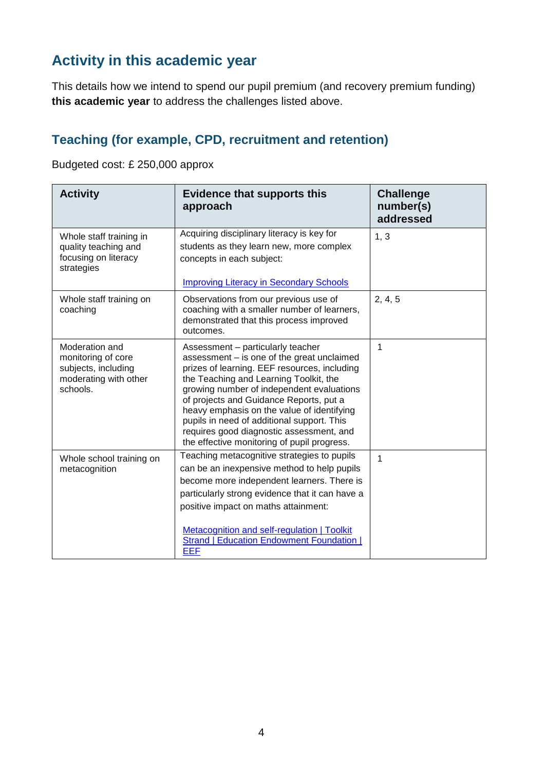## Activity in this academic year

This details how we intend to spend our pupil premium (and recovery premium funding) **this academic year** to address the challenges listed above.

### Teaching (for example, CPD, recruitment and retention)

Budgeted cost: £ 250,000 approx

| Activity | Evidence that supports this approach | Challenge number(s) addressed |
|---|---|---|
| Whole staff training in quality teaching and focusing on literacy strategies | Acquiring disciplinary literacy is key for students as they learn new, more complex concepts in each subject:<br><br>Improving Literacy in Secondary Schools | 1, 3 |
| Whole staff training on coaching | Observations from our previous use of coaching with a smaller number of learners, demonstrated that this process improved outcomes. | 2, 4, 5 |
| Moderation and monitoring of core subjects, including moderating with other schools. | Assessment – particularly teacher assessment – is one of the great unclaimed prizes of learning. EEF resources, including the Teaching and Learning Toolkit, the growing number of independent evaluations of projects and Guidance Reports, put a heavy emphasis on the value of identifying pupils in need of additional support. This requires good diagnostic assessment, and the effective monitoring of pupil progress. | 1 |
| Whole school training on metacognition | Teaching metacognitive strategies to pupils can be an inexpensive method to help pupils become more independent learners. There is particularly strong evidence that it can have a positive impact on maths attainment:<br><br>Metacognition and self-regulation \| Toolkit Strand \| Education Endowment Foundation \| EEF | 1 |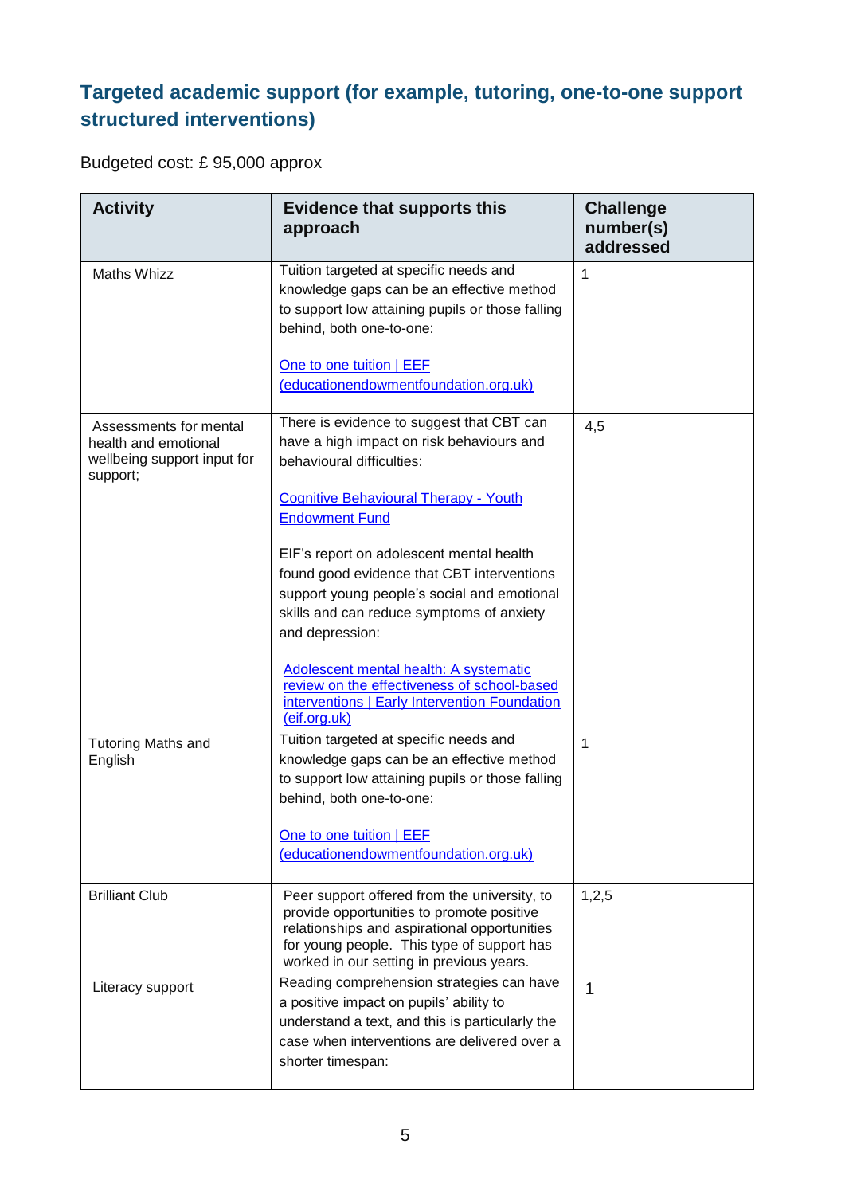## Targeted academic support (for example, tutoring, one-to-one support structured interventions)

Budgeted cost: £ 95,000 approx

| Activity | Evidence that supports this approach | Challenge number(s) addressed |
|---|---|---|
| Maths Whizz | Tuition targeted at specific needs and knowledge gaps can be an effective method to support low attaining pupils or those falling behind, both one-to-one:<br><br>One to one tuition \| EEF (educationendowmentfoundation.org.uk) | 1 |
| Assessments for mental health and emotional wellbeing support input for support; | There is evidence to suggest that CBT can have a high impact on risk behaviours and behavioural difficulties:<br><br>Cognitive Behavioural Therapy - Youth Endowment Fund<br><br>EIF's report on adolescent mental health found good evidence that CBT interventions support young people's social and emotional skills and can reduce symptoms of anxiety and depression:<br><br>Adolescent mental health: A systematic review on the effectiveness of school-based interventions \| Early Intervention Foundation (eif.org.uk) | 4,5 |
| Tutoring Maths and English | Tuition targeted at specific needs and knowledge gaps can be an effective method to support low attaining pupils or those falling behind, both one-to-one:<br><br>One to one tuition \| EEF (educationendowmentfoundation.org.uk) | 1 |
| Brilliant Club | Peer support offered from the university, to provide opportunities to promote positive relationships and aspirational opportunities for young people. This type of support has worked in our setting in previous years. | 1,2,5 |
| Literacy support | Reading comprehension strategies can have a positive impact on pupils' ability to understand a text, and this is particularly the case when interventions are delivered over a shorter timespan: | 1 |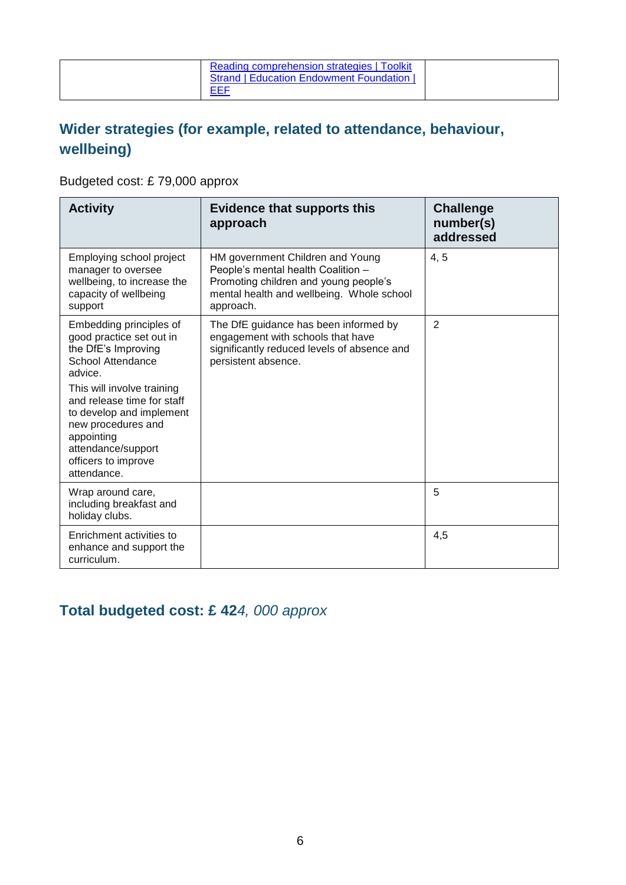| | [Reading comprehension strategies \| Toolkit Strand \| Education Endowment Foundation \| EEF]() | |
|---|---|---|

## Wider strategies (for example, related to attendance, behaviour, wellbeing)

Budgeted cost: £ 79,000 approx

| Activity | Evidence that supports this approach | Challenge number(s) addressed |
|---|---|---|
| Employing school project manager to oversee wellbeing, to increase the capacity of wellbeing support | HM government Children and Young People's mental health Coalition – Promoting children and young people's mental health and wellbeing. Whole school approach. | 4, 5 |
| Embedding principles of good practice set out in the DfE's Improving School Attendance advice.<br><br>This will involve training and release time for staff to develop and implement new procedures and appointing attendance/support officers to improve attendance. | The DfE guidance has been informed by engagement with schools that have significantly reduced levels of absence and persistent absence. | 2 |
| Wrap around care, including breakfast and holiday clubs. | | 5 |
| Enrichment activities to enhance and support the curriculum. | | 4,5 |

## Total budgeted cost: £ 42*4, 000 approx*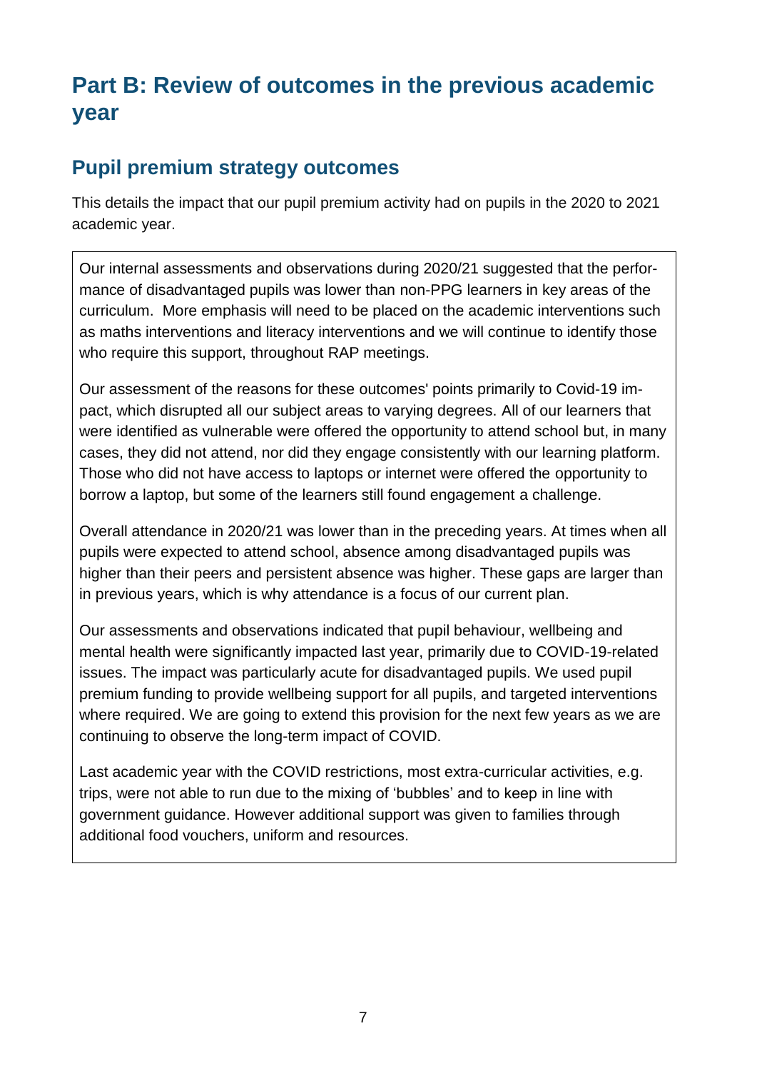# Part B: Review of outcomes in the previous academic year

## Pupil premium strategy outcomes

This details the impact that our pupil premium activity had on pupils in the 2020 to 2021 academic year.

Our internal assessments and observations during 2020/21 suggested that the performance of disadvantaged pupils was lower than non-PPG learners in key areas of the curriculum. More emphasis will need to be placed on the academic interventions such as maths interventions and literacy interventions and we will continue to identify those who require this support, throughout RAP meetings.

Our assessment of the reasons for these outcomes' points primarily to Covid-19 impact, which disrupted all our subject areas to varying degrees. All of our learners that were identified as vulnerable were offered the opportunity to attend school but, in many cases, they did not attend, nor did they engage consistently with our learning platform. Those who did not have access to laptops or internet were offered the opportunity to borrow a laptop, but some of the learners still found engagement a challenge.

Overall attendance in 2020/21 was lower than in the preceding years. At times when all pupils were expected to attend school, absence among disadvantaged pupils was higher than their peers and persistent absence was higher. These gaps are larger than in previous years, which is why attendance is a focus of our current plan.

Our assessments and observations indicated that pupil behaviour, wellbeing and mental health were significantly impacted last year, primarily due to COVID-19-related issues. The impact was particularly acute for disadvantaged pupils. We used pupil premium funding to provide wellbeing support for all pupils, and targeted interventions where required. We are going to extend this provision for the next few years as we are continuing to observe the long-term impact of COVID.

Last academic year with the COVID restrictions, most extra-curricular activities, e.g. trips, were not able to run due to the mixing of 'bubbles' and to keep in line with government guidance. However additional support was given to families through additional food vouchers, uniform and resources.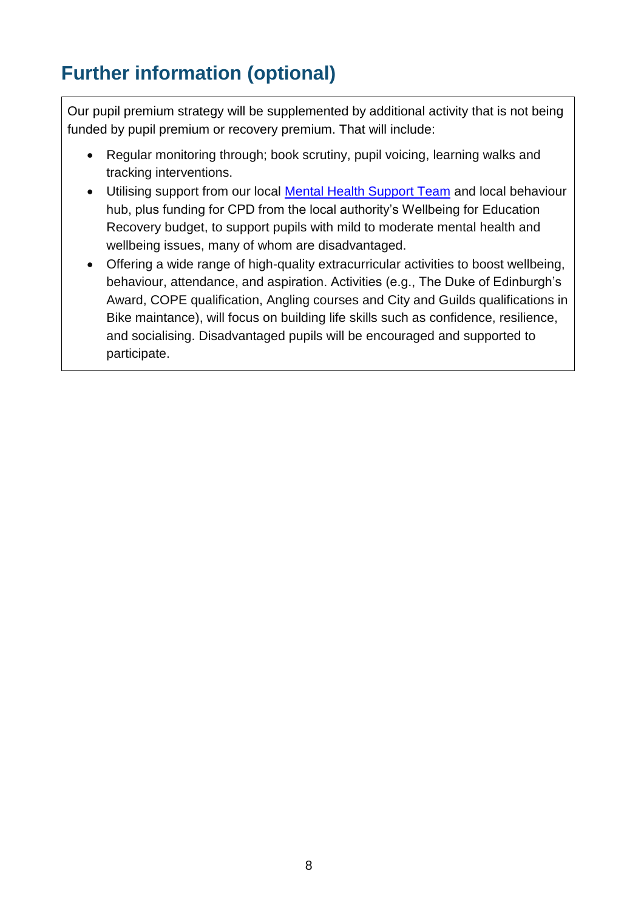## Further information (optional)

Our pupil premium strategy will be supplemented by additional activity that is not being funded by pupil premium or recovery premium. That will include:

- Regular monitoring through; book scrutiny, pupil voicing, learning walks and tracking interventions.
- Utilising support from our local Mental Health Support Team and local behaviour hub, plus funding for CPD from the local authority's Wellbeing for Education Recovery budget, to support pupils with mild to moderate mental health and wellbeing issues, many of whom are disadvantaged.
- Offering a wide range of high-quality extracurricular activities to boost wellbeing, behaviour, attendance, and aspiration. Activities (e.g., The Duke of Edinburgh's Award, COPE qualification, Angling courses and City and Guilds qualifications in Bike maintance), will focus on building life skills such as confidence, resilience, and socialising. Disadvantaged pupils will be encouraged and supported to participate.